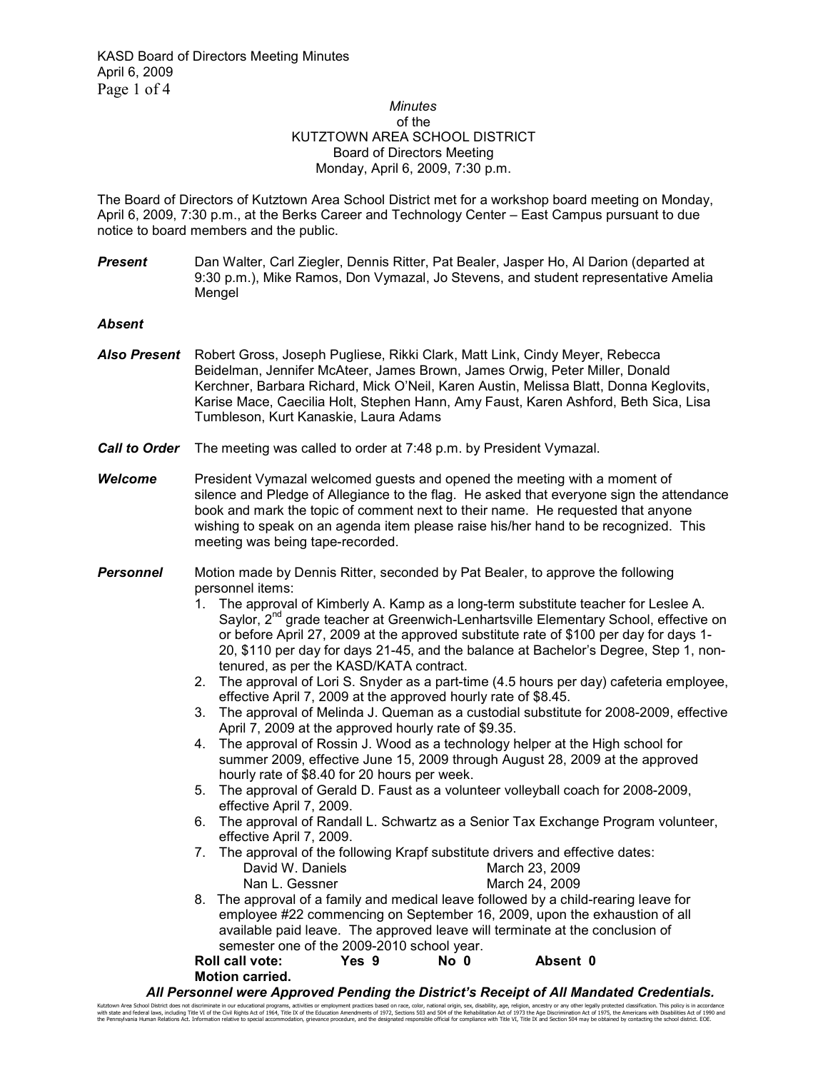*Minutes*
of the
KUTZTOWN AREA SCHOOL DISTRICT
Board of Directors Meeting
Monday, April 6, 2009, 7:30 p.m.

The Board of Directors of Kutztown Area School District met for a workshop board meeting on Monday, April 6, 2009, 7:30 p.m., at the Berks Career and Technology Center – East Campus pursuant to due notice to board members and the public.

***Present*** Dan Walter, Carl Ziegler, Dennis Ritter, Pat Bealer, Jasper Ho, Al Darion (departed at 9:30 p.m.), Mike Ramos, Don Vymazal, Jo Stevens, and student representative Amelia Mengel

***Absent***

***Also Present*** Robert Gross, Joseph Pugliese, Rikki Clark, Matt Link, Cindy Meyer, Rebecca Beidelman, Jennifer McAteer, James Brown, James Orwig, Peter Miller, Donald Kerchner, Barbara Richard, Mick O'Neil, Karen Austin, Melissa Blatt, Donna Keglovits, Karise Mace, Caecilia Holt, Stephen Hann, Amy Faust, Karen Ashford, Beth Sica, Lisa Tumbleson, Kurt Kanaskie, Laura Adams

***Call to Order*** The meeting was called to order at 7:48 p.m. by President Vymazal.

***Welcome*** President Vymazal welcomed guests and opened the meeting with a moment of silence and Pledge of Allegiance to the flag. He asked that everyone sign the attendance book and mark the topic of comment next to their name. He requested that anyone wishing to speak on an agenda item please raise his/her hand to be recognized. This meeting was being tape-recorded.

***Personnel*** Motion made by Dennis Ritter, seconded by Pat Bealer, to approve the following personnel items:

1. The approval of Kimberly A. Kamp as a long-term substitute teacher for Leslee A. Saylor, 2nd grade teacher at Greenwich-Lenhartsville Elementary School, effective on or before April 27, 2009 at the approved substitute rate of $100 per day for days 1-20, $110 per day for days 21-45, and the balance at Bachelor's Degree, Step 1, non-tenured, as per the KASD/KATA contract.
2. The approval of Lori S. Snyder as a part-time (4.5 hours per day) cafeteria employee, effective April 7, 2009 at the approved hourly rate of $8.45.
3. The approval of Melinda J. Queman as a custodial substitute for 2008-2009, effective April 7, 2009 at the approved hourly rate of $9.35.
4. The approval of Rossin J. Wood as a technology helper at the High school for summer 2009, effective June 15, 2009 through August 28, 2009 at the approved hourly rate of $8.40 for 20 hours per week.
5. The approval of Gerald D. Faust as a volunteer volleyball coach for 2008-2009, effective April 7, 2009.
6. The approval of Randall L. Schwartz as a Senior Tax Exchange Program volunteer, effective April 7, 2009.
7. The approval of the following Krapf substitute drivers and effective dates:
   - David W. Daniels — March 23, 2009
   - Nan L. Gessner — March 24, 2009
8. The approval of a family and medical leave followed by a child-rearing leave for employee #22 commencing on September 16, 2009, upon the exhaustion of all available paid leave. The approved leave will terminate at the conclusion of semester one of the 2009-2010 school year.

**Roll call vote: Yes 9 No 0 Absent 0**
**Motion carried.**

***All Personnel were Approved Pending the District's Receipt of All Mandated Credentials.***

Kutztown Area School District does not discriminate in our educational programs, activities or employment practices based on race, color, national origin, sex, disability, age, religion, ancestry or any other legally protected classification. This policy is in accordance with state and federal laws, including Title VI of the Civil Rights Act of 1964, Title IX of the Education Amendments of 1972, Sections 503 and 504 of the Rehabilitation Act of 1973 the Age Discrimination Act of 1975, the Americans with Disabilities Act of 1990 and the Pennsylvania Human Relations Act. Information relative to special accommodation, grievance procedure, and the designated responsible official for compliance with Title VI, Title IX and Section 504 may be obtained by contacting the school district. EOE.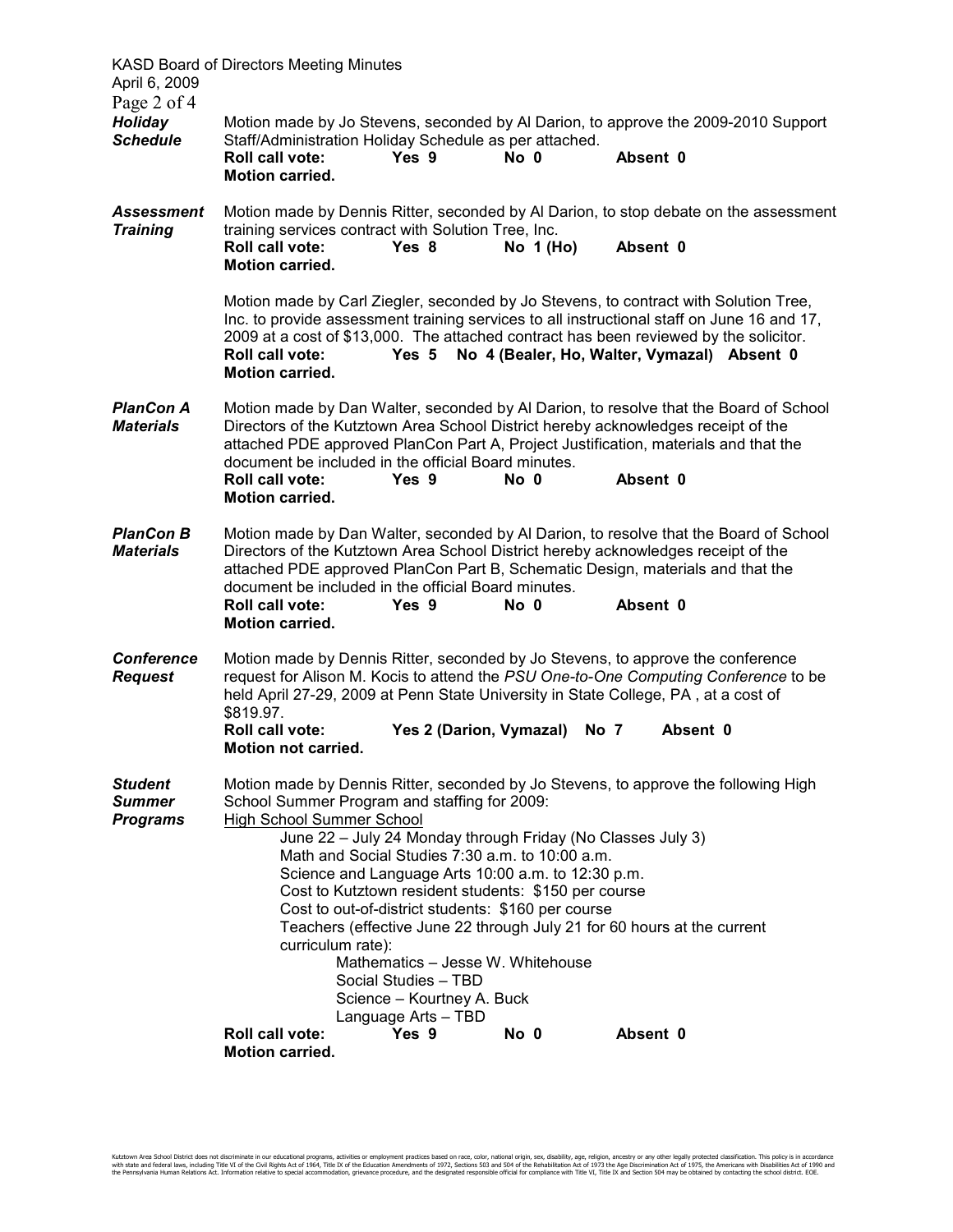***Holiday Schedule***

Motion made by Jo Stevens, seconded by Al Darion, to approve the 2009-2010 Support Staff/Administration Holiday Schedule as per attached.

**Roll call vote:** **Yes 9** **No 0** **Absent 0**
**Motion carried.**

***Assessment Training***

Motion made by Dennis Ritter, seconded by Al Darion, to stop debate on the assessment training services contract with Solution Tree, Inc.

**Roll call vote:** **Yes 8** **No 1 (Ho)** **Absent 0**
**Motion carried.**

Motion made by Carl Ziegler, seconded by Jo Stevens, to contract with Solution Tree, Inc. to provide assessment training services to all instructional staff on June 16 and 17, 2009 at a cost of $13,000. The attached contract has been reviewed by the solicitor.

**Roll call vote:** **Yes 5** **No 4 (Bealer, Ho, Walter, Vymazal)** **Absent 0**
**Motion carried.**

***PlanCon A Materials***

Motion made by Dan Walter, seconded by Al Darion, to resolve that the Board of School Directors of the Kutztown Area School District hereby acknowledges receipt of the attached PDE approved PlanCon Part A, Project Justification, materials and that the document be included in the official Board minutes.

**Roll call vote:** **Yes 9** **No 0** **Absent 0**
**Motion carried.**

***PlanCon B Materials***

Motion made by Dan Walter, seconded by Al Darion, to resolve that the Board of School Directors of the Kutztown Area School District hereby acknowledges receipt of the attached PDE approved PlanCon Part B, Schematic Design, materials and that the document be included in the official Board minutes.

**Roll call vote:** **Yes 9** **No 0** **Absent 0**
**Motion carried.**

***Conference Request***

Motion made by Dennis Ritter, seconded by Jo Stevens, to approve the conference request for Alison M. Kocis to attend the *PSU One-to-One Computing Conference* to be held April 27-29, 2009 at Penn State University in State College, PA , at a cost of $819.97.

**Roll call vote:** **Yes 2 (Darion, Vymazal)** **No 7** **Absent 0**
**Motion not carried.**

***Student Summer Programs***

Motion made by Dennis Ritter, seconded by Jo Stevens, to approve the following High School Summer Program and staffing for 2009:

High School Summer School

June 22 – July 24 Monday through Friday (No Classes July 3)
Math and Social Studies 7:30 a.m. to 10:00 a.m.
Science and Language Arts 10:00 a.m. to 12:30 p.m.
Cost to Kutztown resident students: $150 per course
Cost to out-of-district students: $160 per course
Teachers (effective June 22 through July 21 for 60 hours at the current curriculum rate):

- Mathematics – Jesse W. Whitehouse
- Social Studies – TBD
- Science – Kourtney A. Buck
- Language Arts – TBD

**Roll call vote:** **Yes 9** **No 0** **Absent 0**
**Motion carried.**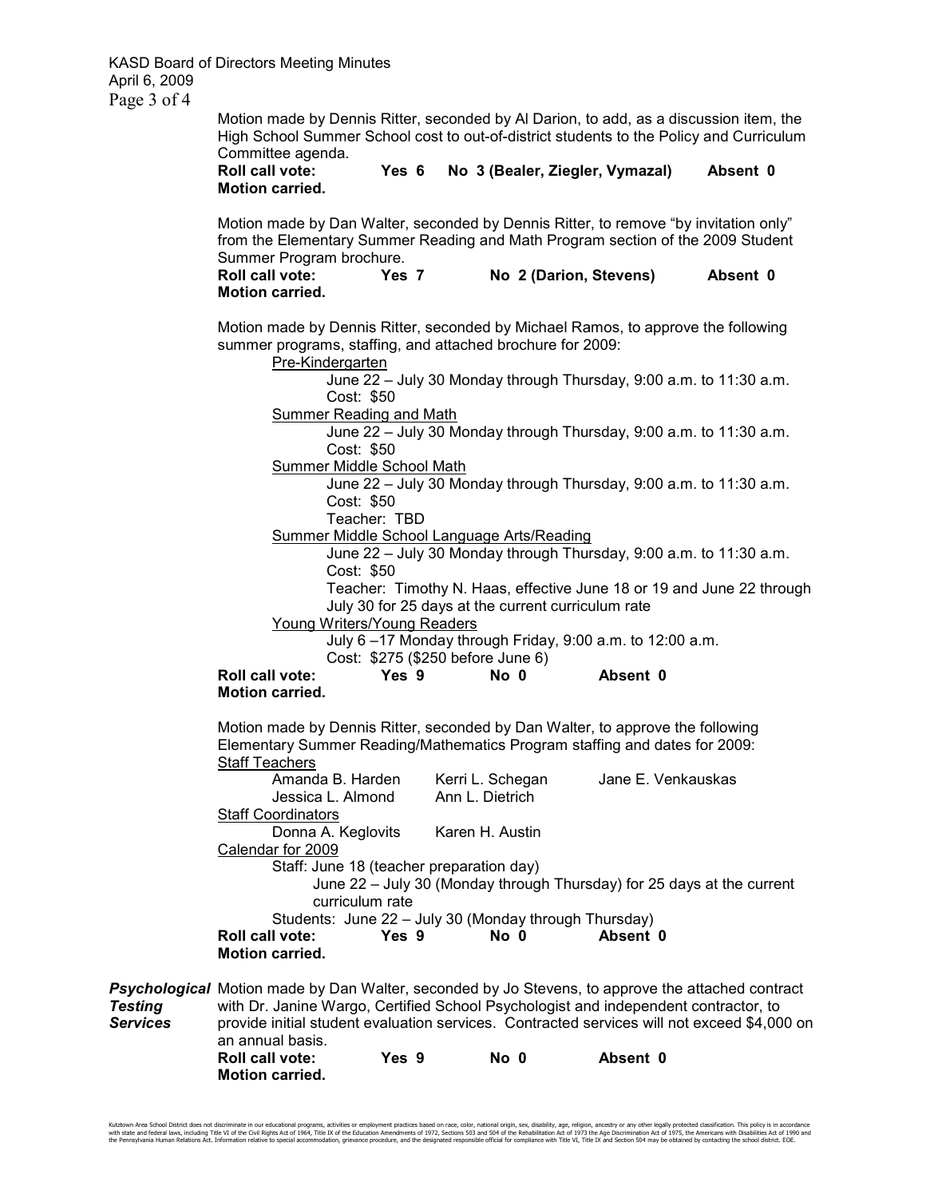Motion made by Dennis Ritter, seconded by Al Darion, to add, as a discussion item, the High School Summer School cost to out-of-district students to the Policy and Curriculum Committee agenda.

**Roll call vote: Yes 6 No 3 (Bealer, Ziegler, Vymazal) Absent 0**
**Motion carried.**

Motion made by Dan Walter, seconded by Dennis Ritter, to remove "by invitation only" from the Elementary Summer Reading and Math Program section of the 2009 Student Summer Program brochure.

**Roll call vote: Yes 7 No 2 (Darion, Stevens) Absent 0**
**Motion carried.**

Motion made by Dennis Ritter, seconded by Michael Ramos, to approve the following summer programs, staffing, and attached brochure for 2009:

Pre-Kindergarten
- June 22 – July 30 Monday through Thursday, 9:00 a.m. to 11:30 a.m.
- Cost: $50

Summer Reading and Math
- June 22 – July 30 Monday through Thursday, 9:00 a.m. to 11:30 a.m.
- Cost: $50

Summer Middle School Math
- June 22 – July 30 Monday through Thursday, 9:00 a.m. to 11:30 a.m.
- Cost: $50
- Teacher: TBD

Summer Middle School Language Arts/Reading
- June 22 – July 30 Monday through Thursday, 9:00 a.m. to 11:30 a.m.
- Cost: $50
- Teacher: Timothy N. Haas, effective June 18 or 19 and June 22 through July 30 for 25 days at the current curriculum rate

Young Writers/Young Readers
- July 6 –17 Monday through Friday, 9:00 a.m. to 12:00 a.m.
- Cost: $275 ($250 before June 6)

**Roll call vote: Yes 9 No 0 Absent 0**
**Motion carried.**

Motion made by Dennis Ritter, seconded by Dan Walter, to approve the following Elementary Summer Reading/Mathematics Program staffing and dates for 2009:

Staff Teachers
- Amanda B. Harden
- Kerri L. Schegan
- Jane E. Venkauskas
- Jessica L. Almond
- Ann L. Dietrich

Staff Coordinators
- Donna A. Keglovits
- Karen H. Austin

Calendar for 2009
- Staff: June 18 (teacher preparation day)
  - June 22 – July 30 (Monday through Thursday) for 25 days at the current curriculum rate
- Students: June 22 – July 30 (Monday through Thursday)

**Roll call vote: Yes 9 No 0 Absent 0**
**Motion carried.**

***Psychological Testing Services***

Motion made by Dan Walter, seconded by Jo Stevens, to approve the attached contract with Dr. Janine Wargo, Certified School Psychologist and independent contractor, to provide initial student evaluation services. Contracted services will not exceed $4,000 on an annual basis.

**Roll call vote: Yes 9 No 0 Absent 0**
**Motion carried.**

Kutztown Area School District does not discriminate in our educational programs, activities or employment practices based on race, color, national origin, sex, disability, age, religion, ancestry or any other legally protected classification. This policy is in accordance with state and federal laws, including Title VI of the Civil Rights Act of 1964, Title IX of the Education Amendments of 1972, Sections 503 and 504 of the Rehabilitation Act of 1973 the Age Discrimination Act of 1975, the Americans with Disabilities Act of 1990 and the Pennsylvania Human Relations Act. Information relative to special accommodation, grievance procedure, and the designated responsible official for compliance with Title VI, Title IX and Section 504 may be obtained by contacting the school district. EOE.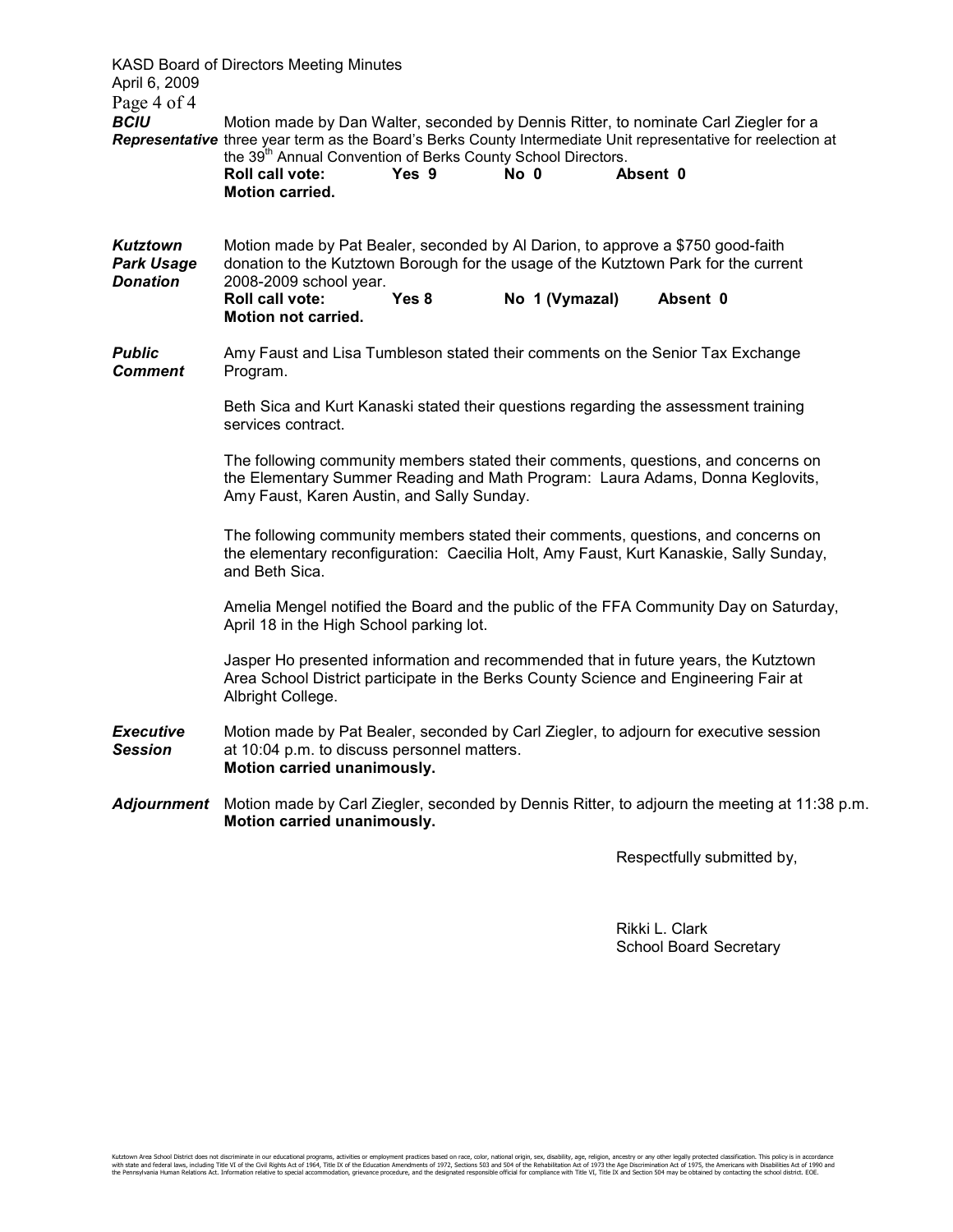**BCIU Representative**

Motion made by Dan Walter, seconded by Dennis Ritter, to nominate Carl Ziegler for a three year term as the Board's Berks County Intermediate Unit representative for reelection at the 39th Annual Convention of Berks County School Directors.

**Roll call vote: Yes 9 No 0 Absent 0**
**Motion carried.**

***Kutztown Park Usage Donation***

Motion made by Pat Bealer, seconded by Al Darion, to approve a $750 good-faith donation to the Kutztown Borough for the usage of the Kutztown Park for the current 2008-2009 school year.

**Roll call vote: Yes 8 No 1 (Vymazal) Absent 0**
**Motion not carried.**

***Public Comment***

Amy Faust and Lisa Tumbleson stated their comments on the Senior Tax Exchange Program.

Beth Sica and Kurt Kanaski stated their questions regarding the assessment training services contract.

The following community members stated their comments, questions, and concerns on the Elementary Summer Reading and Math Program: Laura Adams, Donna Keglovits, Amy Faust, Karen Austin, and Sally Sunday.

The following community members stated their comments, questions, and concerns on the elementary reconfiguration: Caecilia Holt, Amy Faust, Kurt Kanaskie, Sally Sunday, and Beth Sica.

Amelia Mengel notified the Board and the public of the FFA Community Day on Saturday, April 18 in the High School parking lot.

Jasper Ho presented information and recommended that in future years, the Kutztown Area School District participate in the Berks County Science and Engineering Fair at Albright College.

***Executive Session***

Motion made by Pat Bealer, seconded by Carl Ziegler, to adjourn for executive session at 10:04 p.m. to discuss personnel matters.
**Motion carried unanimously.**

***Adjournment***

Motion made by Carl Ziegler, seconded by Dennis Ritter, to adjourn the meeting at 11:38 p.m.
**Motion carried unanimously.**

Respectfully submitted by,

Rikki L. Clark
School Board Secretary

Kutztown Area School District does not discriminate in our educational programs, activities or employment practices based on race, color, national origin, sex, disability, age, religion, ancestry or any other legally protected classification. This policy is in accordance with state and federal laws, including Title VI of the Civil Rights Act of 1964, Title IX of the Education Amendments of 1972, Sections 503 and 504 of the Rehabilitation Act of 1973 the Age Discrimination Act of 1975, the Americans with Disabilities Act of 1990 and the Pennsylvania Human Relations Act. Information relative to special accommodation, grievance procedure, and the designated responsible official for compliance with Title VI, Title IX and Section 504 may be obtained by contacting the school district. EOE.